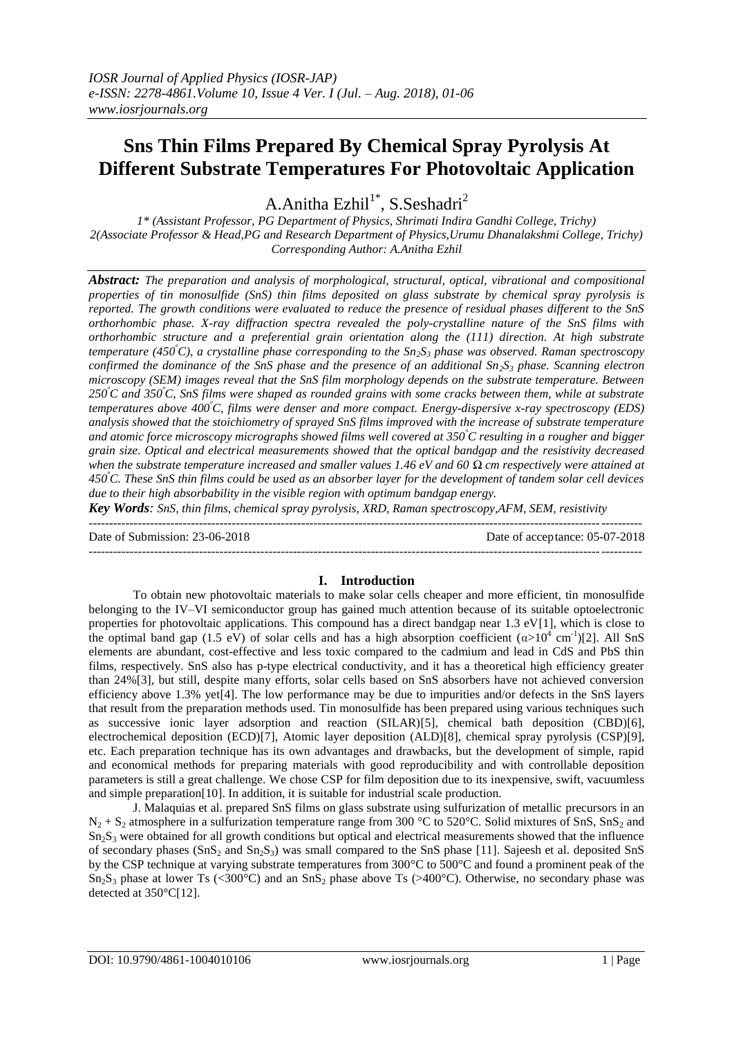# Sns Thin Films Prepared By Chemical Spray Pyrolysis At Different Substrate Temperatures For Photovoltaic Application

A.Anitha Ezhil[1*], S.Seshadri[2]

*1\* (Assistant Professor, PG Department of Physics, Shrimati Indira Gandhi College, Trichy)*
*2(Associate Professor & Head,PG and Research Department of Physics,Urumu Dhanalakshmi College, Trichy)*
*Corresponding Author: A.Anitha Ezhil*

***Abstract:*** *The preparation and analysis of morphological, structural, optical, vibrational and compositional properties of tin monosulfide (SnS) thin films deposited on glass substrate by chemical spray pyrolysis is reported. The growth conditions were evaluated to reduce the presence of residual phases different to the SnS orthorhombic phase. X-ray diffraction spectra revealed the poly-crystalline nature of the SnS films with orthorhombic structure and a preferential grain orientation along the (111) direction. At high substrate temperature (450°C), a crystalline phase corresponding to the $Sn_2S_3$ phase was observed. Raman spectroscopy confirmed the dominance of the SnS phase and the presence of an additional $Sn_2S_3$ phase. Scanning electron microscopy (SEM) images reveal that the SnS film morphology depends on the substrate temperature. Between 250°C and 350°C, SnS films were shaped as rounded grains with some cracks between them, while at substrate temperatures above 400°C, films were denser and more compact. Energy-dispersive x-ray spectroscopy (EDS) analysis showed that the stoichiometry of sprayed SnS films improved with the increase of substrate temperature and atomic force microscopy micrographs showed films well covered at 350°C resulting in a rougher and bigger grain size. Optical and electrical measurements showed that the optical bandgap and the resistivity decreased when the substrate temperature increased and smaller values 1.46 eV and 60 Ω cm respectively were attained at 450°C. These SnS thin films could be used as an absorber layer for the development of tandem solar cell devices due to their high absorbability in the visible region with optimum bandgap energy.*

***Key Words****: SnS, thin films, chemical spray pyrolysis, XRD, Raman spectroscopy,AFM, SEM, resistivity*

---

Date of Submission: 23-06-2018 Date of acceptance: 05-07-2018

---

## I. Introduction

To obtain new photovoltaic materials to make solar cells cheaper and more efficient, tin monosulfide belonging to the IV–VI semiconductor group has gained much attention because of its suitable optoelectronic properties for photovoltaic applications. This compound has a direct bandgap near 1.3 eV[1], which is close to the optimal band gap (1.5 eV) of solar cells and has a high absorption coefficient ($\alpha > 10^4$ $cm^{-1}$)[2]. All SnS elements are abundant, cost-effective and less toxic compared to the cadmium and lead in CdS and PbS thin films, respectively. SnS also has p-type electrical conductivity, and it has a theoretical high efficiency greater than 24%[3], but still, despite many efforts, solar cells based on SnS absorbers have not achieved conversion efficiency above 1.3% yet[4]. The low performance may be due to impurities and/or defects in the SnS layers that result from the preparation methods used. Tin monosulfide has been prepared using various techniques such as successive ionic layer adsorption and reaction (SILAR)[5], chemical bath deposition (CBD)[6], electrochemical deposition (ECD)[7], Atomic layer deposition (ALD)[8], chemical spray pyrolysis (CSP)[9], etc. Each preparation technique has its own advantages and drawbacks, but the development of simple, rapid and economical methods for preparing materials with good reproducibility and with controllable deposition parameters is still a great challenge. We chose CSP for film deposition due to its inexpensive, swift, vacuumless and simple preparation[10]. In addition, it is suitable for industrial scale production.

J. Malaquias et al. prepared SnS films on glass substrate using sulfurization of metallic precursors in an $N_2 + S_2$ atmosphere in a sulfurization temperature range from 300 °C to 520°C. Solid mixtures of SnS, $SnS_2$ and $Sn_2S_3$ were obtained for all growth conditions but optical and electrical measurements showed that the influence of secondary phases ($SnS_2$ and $Sn_2S_3$) was small compared to the SnS phase [11]. Sajeesh et al. deposited SnS by the CSP technique at varying substrate temperatures from 300°C to 500°C and found a prominent peak of the $Sn_2S_3$ phase at lower Ts (<300°C) and an $SnS_2$ phase above Ts (>400°C). Otherwise, no secondary phase was detected at 350°C[12].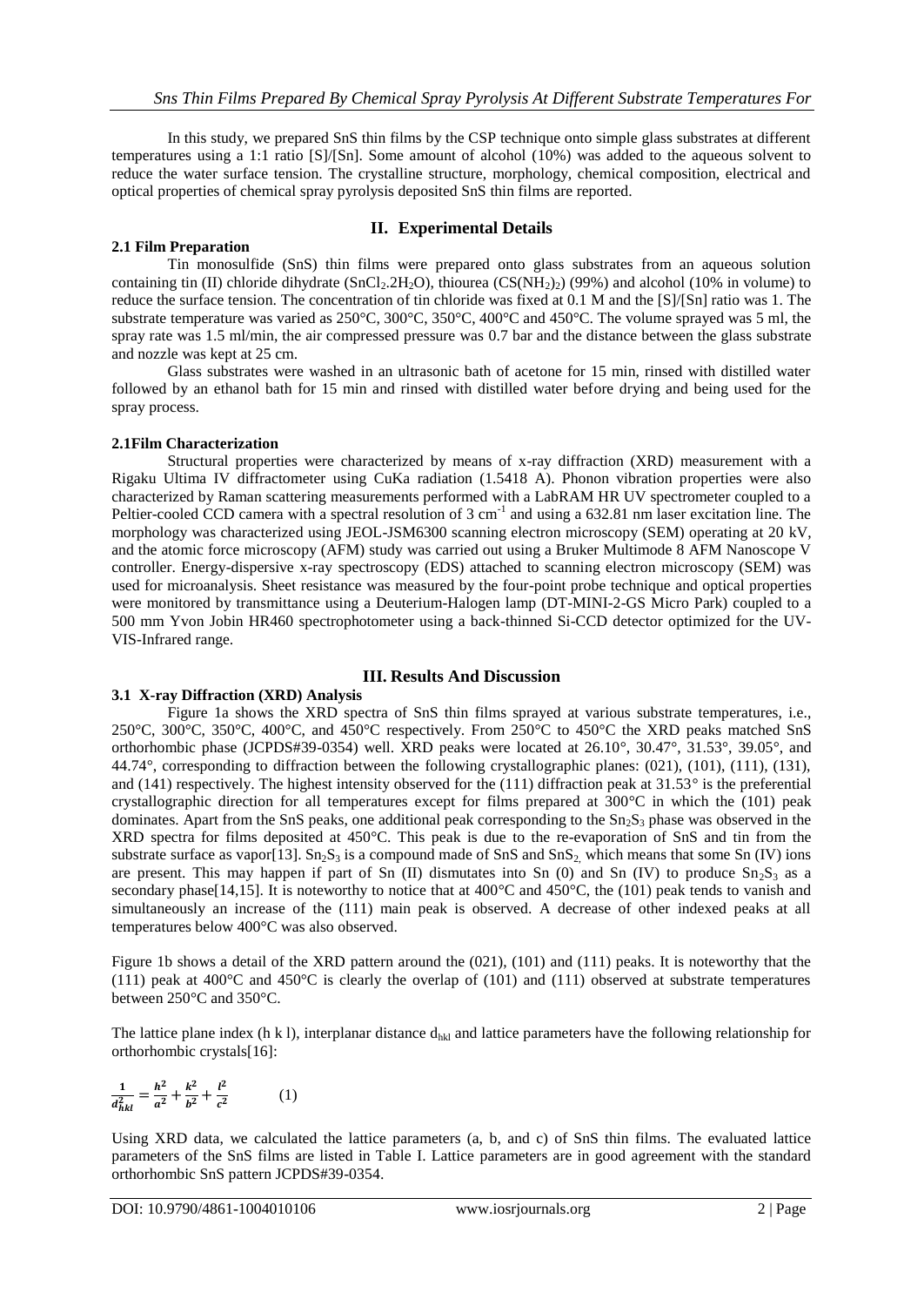In this study, we prepared SnS thin films by the CSP technique onto simple glass substrates at different temperatures using a 1:1 ratio [S]/[Sn]. Some amount of alcohol (10%) was added to the aqueous solvent to reduce the water surface tension. The crystalline structure, morphology, chemical composition, electrical and optical properties of chemical spray pyrolysis deposited SnS thin films are reported.

## II. Experimental Details

### 2.1 Film Preparation

Tin monosulfide (SnS) thin films were prepared onto glass substrates from an aqueous solution containing tin (II) chloride dihydrate ($SnCl_2.2H_2O$), thiourea ($CS(NH_2)_2$) (99%) and alcohol (10% in volume) to reduce the surface tension. The concentration of tin chloride was fixed at 0.1 M and the [S]/[Sn] ratio was 1. The substrate temperature was varied as 250°C, 300°C, 350°C, 400°C and 450°C. The volume sprayed was 5 ml, the spray rate was 1.5 ml/min, the air compressed pressure was 0.7 bar and the distance between the glass substrate and nozzle was kept at 25 cm.

Glass substrates were washed in an ultrasonic bath of acetone for 15 min, rinsed with distilled water followed by an ethanol bath for 15 min and rinsed with distilled water before drying and being used for the spray process.

### 2.1Film Characterization

Structural properties were characterized by means of x-ray diffraction (XRD) measurement with a Rigaku Ultima IV diffractometer using CuKa radiation (1.5418 A). Phonon vibration properties were also characterized by Raman scattering measurements performed with a LabRAM HR UV spectrometer coupled to a Peltier-cooled CCD camera with a spectral resolution of 3 $cm^{-1}$ and using a 632.81 nm laser excitation line. The morphology was characterized using JEOL-JSM6300 scanning electron microscopy (SEM) operating at 20 kV, and the atomic force microscopy (AFM) study was carried out using a Bruker Multimode 8 AFM Nanoscope V controller. Energy-dispersive x-ray spectroscopy (EDS) attached to scanning electron microscopy (SEM) was used for microanalysis. Sheet resistance was measured by the four-point probe technique and optical properties were monitored by transmittance using a Deuterium-Halogen lamp (DT-MINI-2-GS Micro Park) coupled to a 500 mm Yvon Jobin HR460 spectrophotometer using a back-thinned Si-CCD detector optimized for the UV-VIS-Infrared range.

## III. Results And Discussion

### 3.1 X-ray Diffraction (XRD) Analysis

Figure 1a shows the XRD spectra of SnS thin films sprayed at various substrate temperatures, i.e., 250°C, 300°C, 350°C, 400°C, and 450°C respectively. From 250°C to 450°C the XRD peaks matched SnS orthorhombic phase (JCPDS#39-0354) well. XRD peaks were located at 26.10°, 30.47°, 31.53°, 39.05°, and 44.74°, corresponding to diffraction between the following crystallographic planes: (021), (101), (111), (131), and (141) respectively. The highest intensity observed for the (111) diffraction peak at 31.53° is the preferential crystallographic direction for all temperatures except for films prepared at 300°C in which the (101) peak dominates. Apart from the SnS peaks, one additional peak corresponding to the $Sn_2S_3$ phase was observed in the XRD spectra for films deposited at 450°C. This peak is due to the re-evaporation of SnS and tin from the substrate surface as vapor[13]. $Sn_2S_3$ is a compound made of SnS and $SnS_2$, which means that some Sn (IV) ions are present. This may happen if part of Sn (II) dismutates into Sn (0) and Sn (IV) to produce $Sn_2S_3$ as a secondary phase[14,15]. It is noteworthy to notice that at 400°C and 450°C, the (101) peak tends to vanish and simultaneously an increase of the (111) main peak is observed. A decrease of other indexed peaks at all temperatures below 400°C was also observed.

Figure 1b shows a detail of the XRD pattern around the (021), (101) and (111) peaks. It is noteworthy that the (111) peak at 400°C and 450°C is clearly the overlap of (101) and (111) observed at substrate temperatures between 250°C and 350°C.

The lattice plane index (h k l), interplanar distance $d_{hkl}$ and lattice parameters have the following relationship for orthorhombic crystals[16]:

$$\frac{1}{d_{hkl}^2} = \frac{h^2}{a^2} + \frac{k^2}{b^2} + \frac{l^2}{c^2} \qquad (1)$$

Using XRD data, we calculated the lattice parameters (a, b, and c) of SnS thin films. The evaluated lattice parameters of the SnS films are listed in Table I. Lattice parameters are in good agreement with the standard orthorhombic SnS pattern JCPDS#39-0354.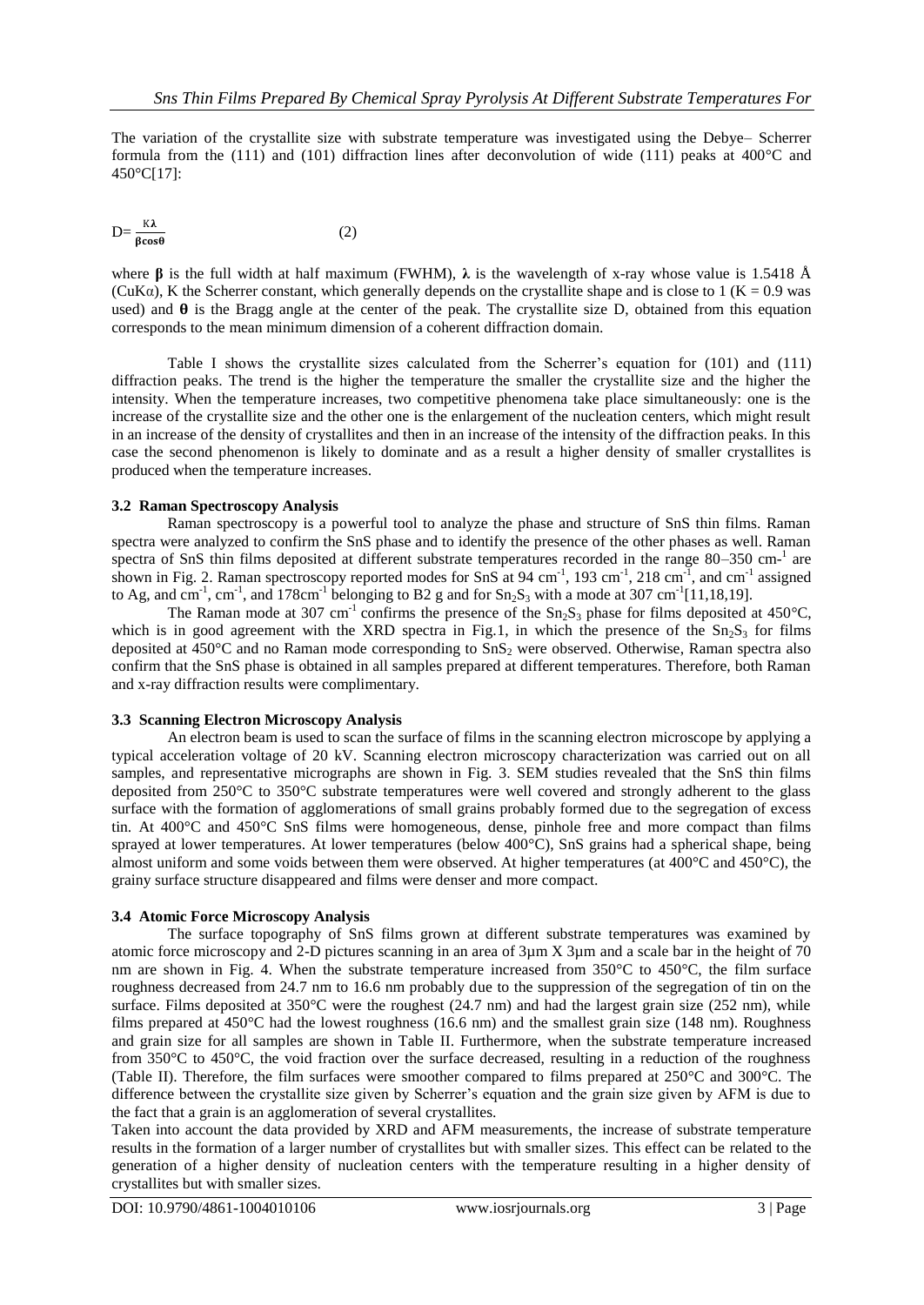The variation of the crystallite size with substrate temperature was investigated using the Debye– Scherrer formula from the (111) and (101) diffraction lines after deconvolution of wide (111) peaks at 400°C and 450°C[17]:

$$D= \frac{K\lambda}{\beta \cos\theta} \quad (2)$$

where **β** is the full width at half maximum (FWHM), **λ** is the wavelength of x-ray whose value is 1.5418 Å (CuKα), K the Scherrer constant, which generally depends on the crystallite shape and is close to 1 (K = 0.9 was used) and **θ** is the Bragg angle at the center of the peak. The crystallite size D, obtained from this equation corresponds to the mean minimum dimension of a coherent diffraction domain.

Table I shows the crystallite sizes calculated from the Scherrer's equation for (101) and (111) diffraction peaks. The trend is the higher the temperature the smaller the crystallite size and the higher the intensity. When the temperature increases, two competitive phenomena take place simultaneously: one is the increase of the crystallite size and the other one is the enlargement of the nucleation centers, which might result in an increase of the density of crystallites and then in an increase of the intensity of the diffraction peaks. In this case the second phenomenon is likely to dominate and as a result a higher density of smaller crystallites is produced when the temperature increases.

### 3.2 Raman Spectroscopy Analysis

Raman spectroscopy is a powerful tool to analyze the phase and structure of SnS thin films. Raman spectra were analyzed to confirm the SnS phase and to identify the presence of the other phases as well. Raman spectra of SnS thin films deposited at different substrate temperatures recorded in the range 80–350 cm$^{-1}$ are shown in Fig. 2. Raman spectroscopy reported modes for SnS at 94 cm$^{-1}$, 193 cm$^{-1}$, 218 cm$^{-1}$, and cm$^{-1}$ assigned to Ag, and cm$^{-1}$, cm$^{-1}$, and 178cm$^{-1}$ belonging to B2 g and for $Sn_2S_3$ with a mode at 307 cm$^{-1}$[11,18,19].

The Raman mode at 307 cm$^{-1}$ confirms the presence of the $Sn_2S_3$ phase for films deposited at 450°C, which is in good agreement with the XRD spectra in Fig.1, in which the presence of the $Sn_2S_3$ for films deposited at 450°C and no Raman mode corresponding to $SnS_2$ were observed. Otherwise, Raman spectra also confirm that the SnS phase is obtained in all samples prepared at different temperatures. Therefore, both Raman and x-ray diffraction results were complimentary.

### 3.3 Scanning Electron Microscopy Analysis

An electron beam is used to scan the surface of films in the scanning electron microscope by applying a typical acceleration voltage of 20 kV. Scanning electron microscopy characterization was carried out on all samples, and representative micrographs are shown in Fig. 3. SEM studies revealed that the SnS thin films deposited from 250°C to 350°C substrate temperatures were well covered and strongly adherent to the glass surface with the formation of agglomerations of small grains probably formed due to the segregation of excess tin. At 400°C and 450°C SnS films were homogeneous, dense, pinhole free and more compact than films sprayed at lower temperatures. At lower temperatures (below 400°C), SnS grains had a spherical shape, being almost uniform and some voids between them were observed. At higher temperatures (at 400°C and 450°C), the grainy surface structure disappeared and films were denser and more compact.

### 3.4 Atomic Force Microscopy Analysis

The surface topography of SnS films grown at different substrate temperatures was examined by atomic force microscopy and 2-D pictures scanning in an area of 3µm X 3µm and a scale bar in the height of 70 nm are shown in Fig. 4. When the substrate temperature increased from 350°C to 450°C, the film surface roughness decreased from 24.7 nm to 16.6 nm probably due to the suppression of the segregation of tin on the surface. Films deposited at 350°C were the roughest (24.7 nm) and had the largest grain size (252 nm), while films prepared at 450°C had the lowest roughness (16.6 nm) and the smallest grain size (148 nm). Roughness and grain size for all samples are shown in Table II. Furthermore, when the substrate temperature increased from 350°C to 450°C, the void fraction over the surface decreased, resulting in a reduction of the roughness (Table II). Therefore, the film surfaces were smoother compared to films prepared at 250°C and 300°C. The difference between the crystallite size given by Scherrer's equation and the grain size given by AFM is due to the fact that a grain is an agglomeration of several crystallites.

Taken into account the data provided by XRD and AFM measurements, the increase of substrate temperature results in the formation of a larger number of crystallites but with smaller sizes. This effect can be related to the generation of a higher density of nucleation centers with the temperature resulting in a higher density of crystallites but with smaller sizes.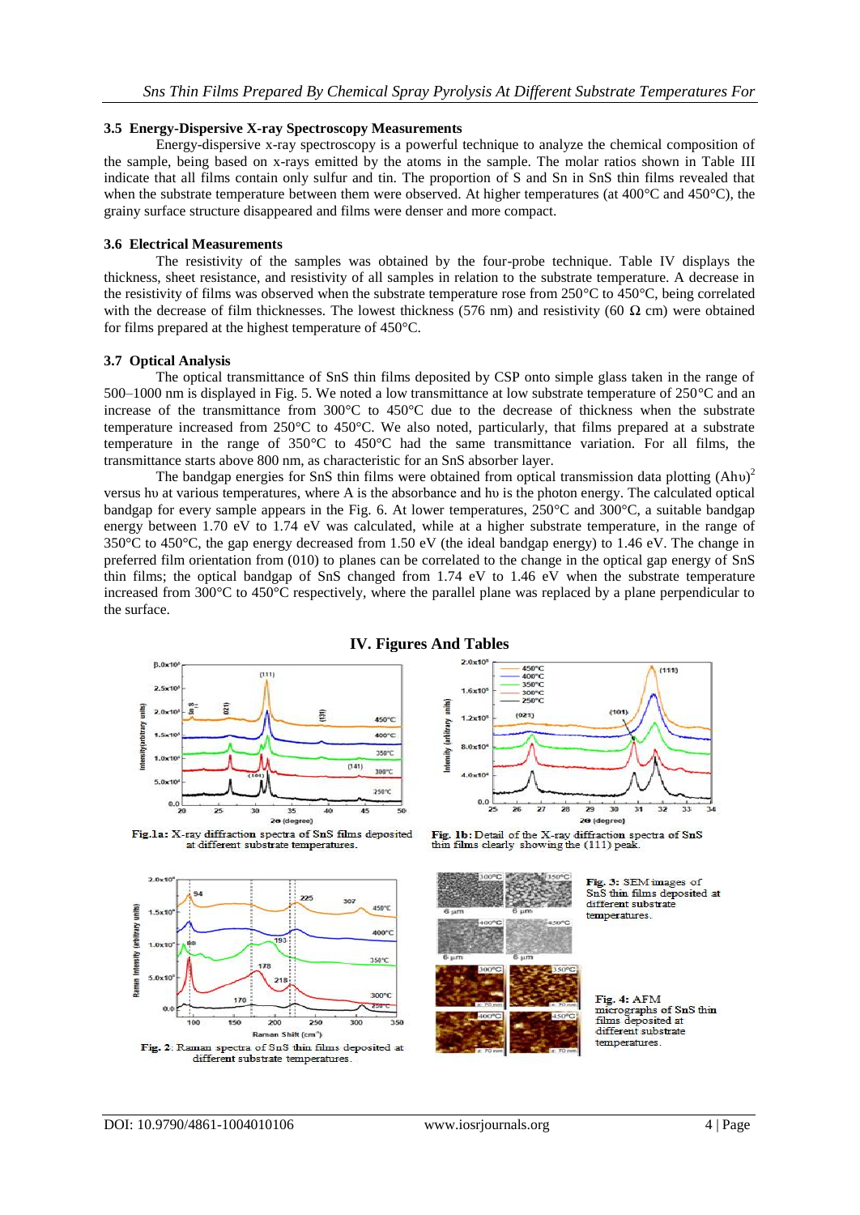### 3.5 Energy-Dispersive X-ray Spectroscopy Measurements

Energy-dispersive x-ray spectroscopy is a powerful technique to analyze the chemical composition of the sample, being based on x-rays emitted by the atoms in the sample. The molar ratios shown in Table III indicate that all films contain only sulfur and tin. The proportion of S and Sn in SnS thin films revealed that when the substrate temperature between them were observed. At higher temperatures (at 400°C and 450°C), the grainy surface structure disappeared and films were denser and more compact.

### 3.6 Electrical Measurements

The resistivity of the samples was obtained by the four-probe technique. Table IV displays the thickness, sheet resistance, and resistivity of all samples in relation to the substrate temperature. A decrease in the resistivity of films was observed when the substrate temperature rose from 250°C to 450°C, being correlated with the decrease of film thicknesses. The lowest thickness (576 nm) and resistivity (60 Ω cm) were obtained for films prepared at the highest temperature of 450°C.

### 3.7 Optical Analysis

The optical transmittance of SnS thin films deposited by CSP onto simple glass taken in the range of 500–1000 nm is displayed in Fig. 5. We noted a low transmittance at low substrate temperature of 250°C and an increase of the transmittance from 300°C to 450°C due to the decrease of thickness when the substrate temperature increased from 250°C to 450°C. We also noted, particularly, that films prepared at a substrate temperature in the range of 350°C to 450°C had the same transmittance variation. For all films, the transmittance starts above 800 nm, as characteristic for an SnS absorber layer.

The bandgap energies for SnS thin films were obtained from optical transmission data plotting $(Ah\upsilon)^2$ versus hυ at various temperatures, where A is the absorbance and hυ is the photon energy. The calculated optical bandgap for every sample appears in the Fig. 6. At lower temperatures, 250°C and 300°C, a suitable bandgap energy between 1.70 eV to 1.74 eV was calculated, while at a higher substrate temperature, in the range of 350°C to 450°C, the gap energy decreased from 1.50 eV (the ideal bandgap energy) to 1.46 eV. The change in preferred film orientation from (010) to planes can be correlated to the change in the optical gap energy of SnS thin films; the optical bandgap of SnS changed from 1.74 eV to 1.46 eV when the substrate temperature increased from 300°C to 450°C respectively, where the parallel plane was replaced by a plane perpendicular to the surface.

## IV. Figures And Tables

**Fig.1a:** X-ray diffraction spectra of SnS films deposited at different substrate temperatures.

**Fig. 1b:** Detail of the X-ray diffraction spectra of SnS thin films clearly showing the (111) peak.

**Fig. 2**: Raman spectra of SnS thin films deposited at different substrate temperatures.

**Fig. 3:** SEM images of SnS thin films deposited at different substrate temperatures.

**Fig. 4:** AFM micrographs of SnS thin films deposited at different substrate temperatures.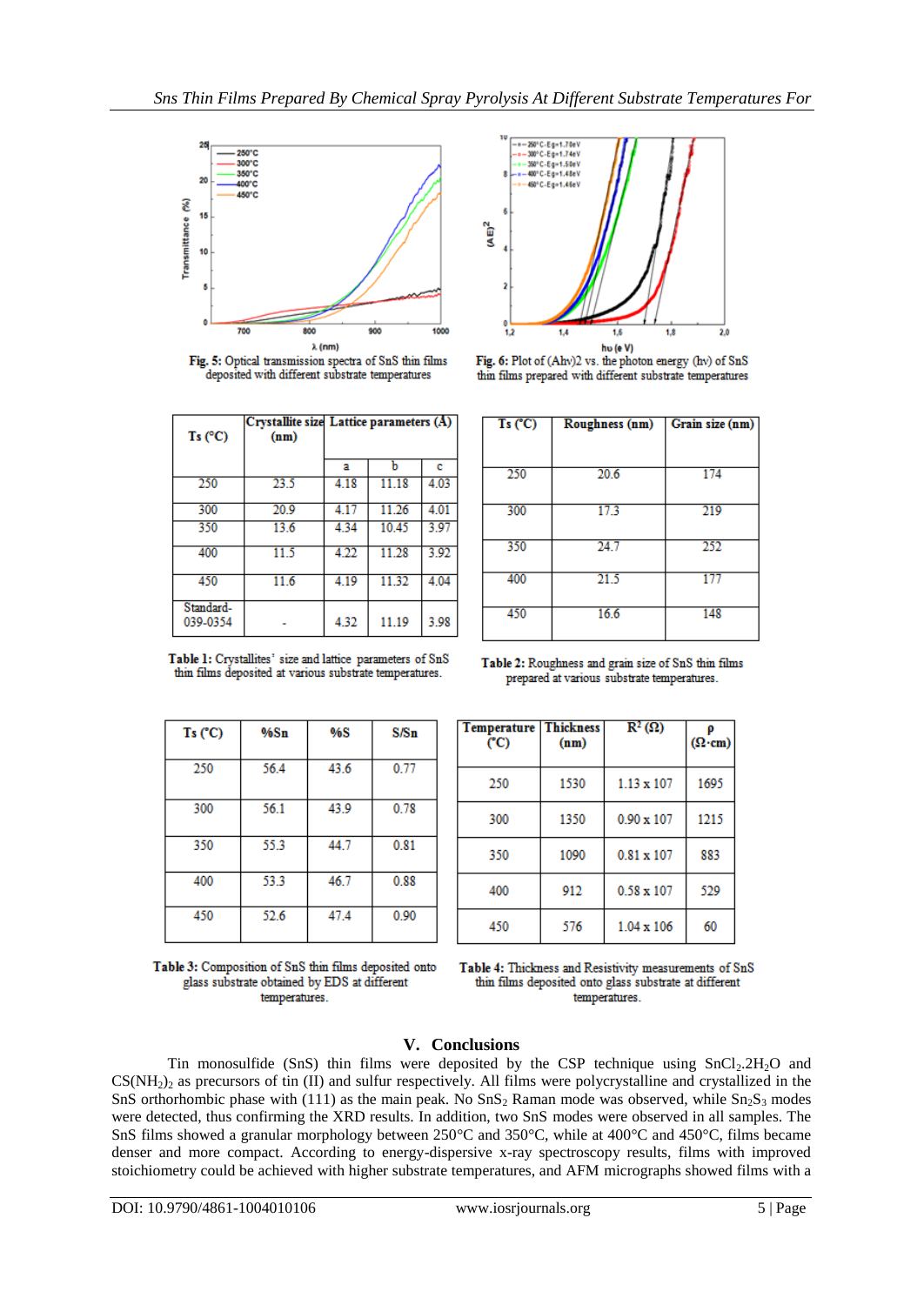Fig. 5: Optical transmission spectra of SnS thin films deposited with different substrate temperatures

Fig. 6: Plot of $(Ah\nu)^2$ vs. the photon energy ($h\nu$) of SnS thin films prepared with different substrate temperatures

| Ts (°C) | Crystallite size (nm) | Lattice parameters (Å) | | |
|---|---|---|---|---|
| | | a | b | c |
| 250 | 23.5 | 4.18 | 11.18 | 4.03 |
| 300 | 20.9 | 4.17 | 11.26 | 4.01 |
| 350 | 13.6 | 4.34 | 10.45 | 3.97 |
| 400 | 11.5 | 4.22 | 11.28 | 3.92 |
| 450 | 11.6 | 4.19 | 11.32 | 4.04 |
| Standard-039-0354 | - | 4.32 | 11.19 | 3.98 |

**Table 1:** Crystallites' size and lattice parameters of SnS thin films deposited at various substrate temperatures.

| Ts (°C) | Roughness (nm) | Grain size (nm) |
|---|---|---|
| 250 | 20.6 | 174 |
| 300 | 17.3 | 219 |
| 350 | 24.7 | 252 |
| 400 | 21.5 | 177 |
| 450 | 16.6 | 148 |

**Table 2:** Roughness and grain size of SnS thin films prepared at various substrate temperatures.

| Ts (°C) | %Sn | %S | S/Sn |
|---|---|---|---|
| 250 | 56.4 | 43.6 | 0.77 |
| 300 | 56.1 | 43.9 | 0.78 |
| 350 | 55.3 | 44.7 | 0.81 |
| 400 | 53.3 | 46.7 | 0.88 |
| 450 | 52.6 | 47.4 | 0.90 |

**Table 3:** Composition of SnS thin films deposited onto glass substrate obtained by EDS at different temperatures.

| Temperature (°C) | Thickness (nm) | $R^2$ (Ω) | ρ (Ω·cm) |
|---|---|---|---|
| 250 | 1530 | 1.13 x 107 | 1695 |
| 300 | 1350 | 0.90 x 107 | 1215 |
| 350 | 1090 | 0.81 x 107 | 883 |
| 400 | 912 | 0.58 x 107 | 529 |
| 450 | 576 | 1.04 x 106 | 60 |

**Table 4:** Thickness and Resistivity measurements of SnS thin films deposited onto glass substrate at different temperatures.

## V. Conclusions

Tin monosulfide (SnS) thin films were deposited by the CSP technique using $SnCl_2.2H_2O$ and $CS(NH_2)_2$ as precursors of tin (II) and sulfur respectively. All films were polycrystalline and crystallized in the SnS orthorhombic phase with (111) as the main peak. No $SnS_2$ Raman mode was observed, while $Sn_2S_3$ modes were detected, thus confirming the XRD results. In addition, two SnS modes were observed in all samples. The SnS films showed a granular morphology between 250°C and 350°C, while at 400°C and 450°C, films became denser and more compact. According to energy-dispersive x-ray spectroscopy results, films with improved stoichiometry could be achieved with higher substrate temperatures, and AFM micrographs showed films with a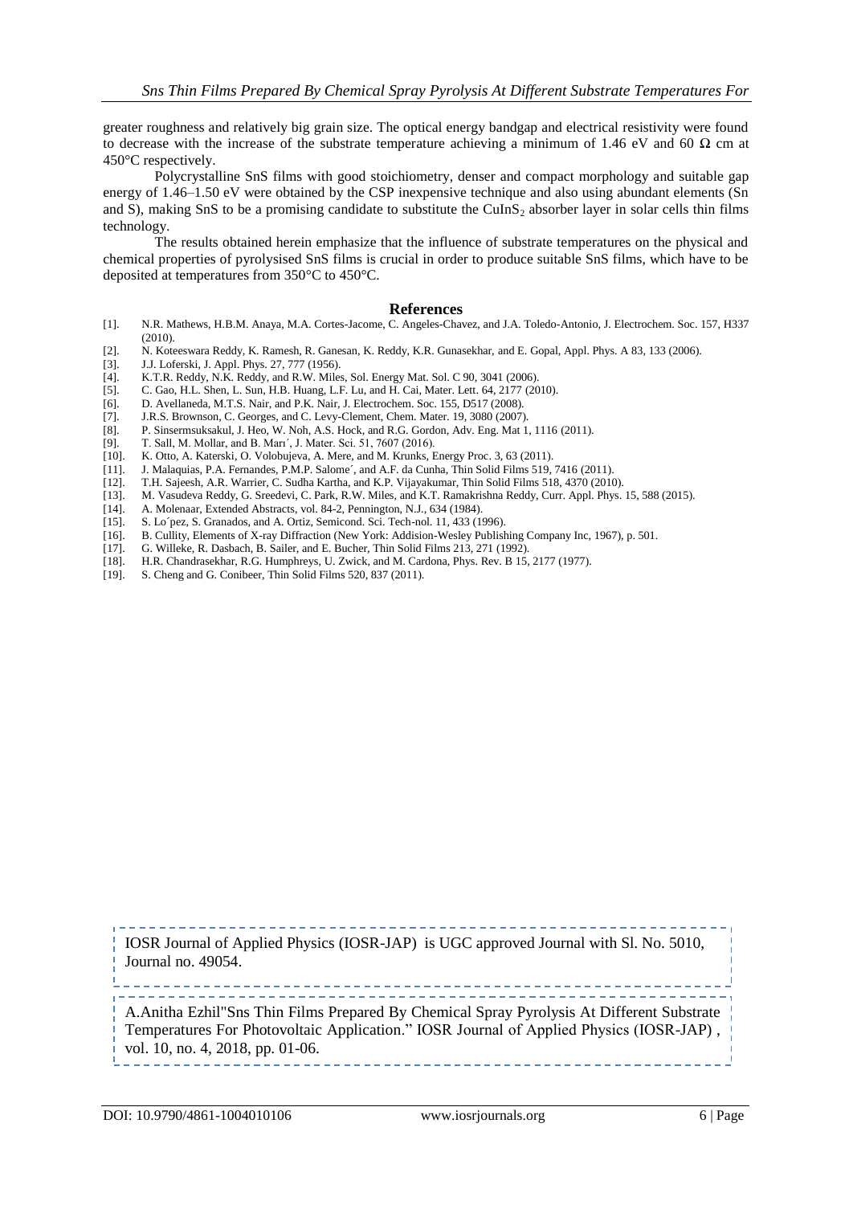greater roughness and relatively big grain size. The optical energy bandgap and electrical resistivity were found to decrease with the increase of the substrate temperature achieving a minimum of 1.46 eV and 60 Ω cm at 450°C respectively.

Polycrystalline SnS films with good stoichiometry, denser and compact morphology and suitable gap energy of 1.46–1.50 eV were obtained by the CSP inexpensive technique and also using abundant elements (Sn and S), making SnS to be a promising candidate to substitute the $CuInS_2$ absorber layer in solar cells thin films technology.

The results obtained herein emphasize that the influence of substrate temperatures on the physical and chemical properties of pyrolysised SnS films is crucial in order to produce suitable SnS films, which have to be deposited at temperatures from 350°C to 450°C.

## References

[1]. N.R. Mathews, H.B.M. Anaya, M.A. Cortes-Jacome, C. Angeles-Chavez, and J.A. Toledo-Antonio, J. Electrochem. Soc. 157, H337 (2010).
[2]. N. Koteeswara Reddy, K. Ramesh, R. Ganesan, K. Reddy, K.R. Gunasekhar, and E. Gopal, Appl. Phys. A 83, 133 (2006).
[3]. J.J. Loferski, J. Appl. Phys. 27, 777 (1956).
[4]. K.T.R. Reddy, N.K. Reddy, and R.W. Miles, Sol. Energy Mat. Sol. C 90, 3041 (2006).
[5]. C. Gao, H.L. Shen, L. Sun, H.B. Huang, L.F. Lu, and H. Cai, Mater. Lett. 64, 2177 (2010).
[6]. D. Avellaneda, M.T.S. Nair, and P.K. Nair, J. Electrochem. Soc. 155, D517 (2008).
[7]. J.R.S. Brownson, C. Georges, and C. Levy-Clement, Chem. Mater. 19, 3080 (2007).
[8]. P. Sinsermsuksakul, J. Heo, W. Noh, A.S. Hock, and R.G. Gordon, Adv. Eng. Mat 1, 1116 (2011).
[9]. T. Sall, M. Mollar, and B. Marı´, J. Mater. Sci. 51, 7607 (2016).
[10]. K. Otto, A. Katerski, O. Volobujeva, A. Mere, and M. Krunks, Energy Proc. 3, 63 (2011).
[11]. J. Malaquias, P.A. Fernandes, P.M.P. Salome´, and A.F. da Cunha, Thin Solid Films 519, 7416 (2011).
[12]. T.H. Sajeesh, A.R. Warrier, C. Sudha Kartha, and K.P. Vijayakumar, Thin Solid Films 518, 4370 (2010).
[13]. M. Vasudeva Reddy, G. Sreedevi, C. Park, R.W. Miles, and K.T. Ramakrishna Reddy, Curr. Appl. Phys. 15, 588 (2015).
[14]. A. Molenaar, Extended Abstracts, vol. 84-2, Pennington, N.J., 634 (1984).
[15]. S. Lo´pez, S. Granados, and A. Ortiz, Semicond. Sci. Tech-nol. 11, 433 (1996).
[16]. B. Cullity, Elements of X-ray Diffraction (New York: Addision-Wesley Publishing Company Inc, 1967), p. 501.
[17]. G. Willeke, R. Dasbach, B. Sailer, and E. Bucher, Thin Solid Films 213, 271 (1992).
[18]. H.R. Chandrasekhar, R.G. Humphreys, U. Zwick, and M. Cardona, Phys. Rev. B 15, 2177 (1977).
[19]. S. Cheng and G. Conibeer, Thin Solid Films 520, 837 (2011).

IOSR Journal of Applied Physics (IOSR-JAP) is UGC approved Journal with Sl. No. 5010, Journal no. 49054.

A.Anitha Ezhil"Sns Thin Films Prepared By Chemical Spray Pyrolysis At Different Substrate Temperatures For Photovoltaic Application." IOSR Journal of Applied Physics (IOSR-JAP) , vol. 10, no. 4, 2018, pp. 01-06.